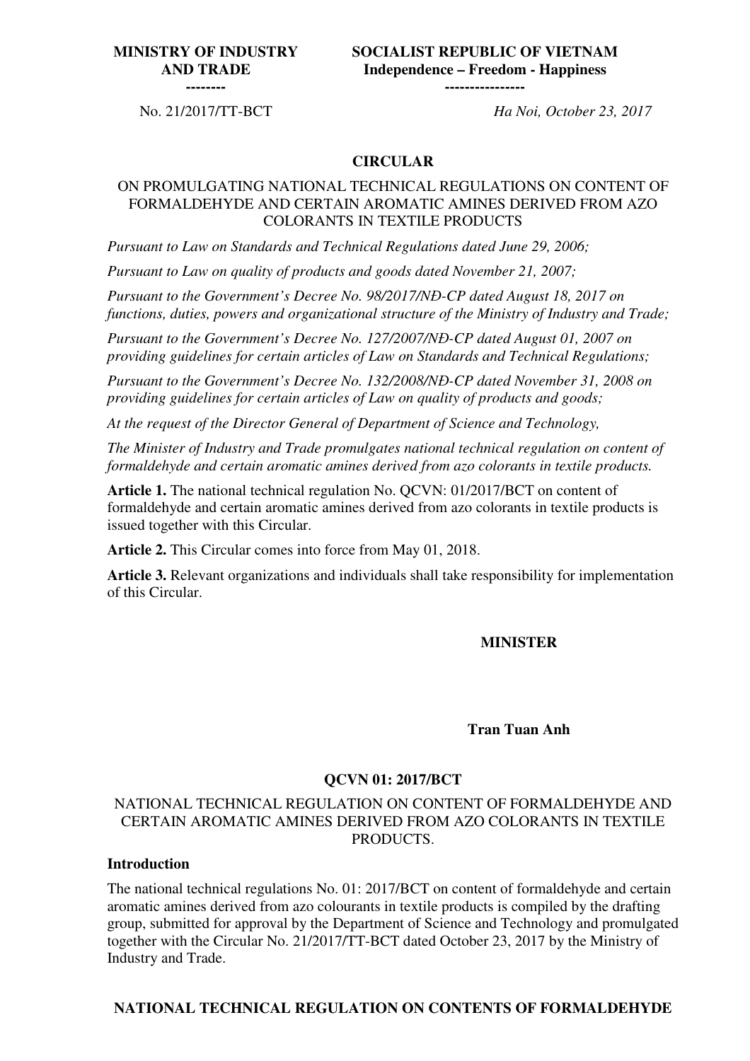| MINISTRY OF INDUSTRY AND TRADE -------- | SOCIALIST REPUBLIC OF VIETNAM Independence – Freedom - Happiness ---------------- |
|---|---|
| No. 21/2017/TT-BCT | *Ha Noi, October 23, 2017* |

# CIRCULAR

ON PROMULGATING NATIONAL TECHNICAL REGULATIONS ON CONTENT OF FORMALDEHYDE AND CERTAIN AROMATIC AMINES DERIVED FROM AZO COLORANTS IN TEXTILE PRODUCTS

*Pursuant to Law on Standards and Technical Regulations dated June 29, 2006;*

*Pursuant to Law on quality of products and goods dated November 21, 2007;*

*Pursuant to the Government's Decree No. 98/2017/NĐ-CP dated August 18, 2017 on functions, duties, powers and organizational structure of the Ministry of Industry and Trade;*

*Pursuant to the Government's Decree No. 127/2007/NĐ-CP dated August 01, 2007 on providing guidelines for certain articles of Law on Standards and Technical Regulations;*

*Pursuant to the Government's Decree No. 132/2008/NĐ-CP dated November 31, 2008 on providing guidelines for certain articles of Law on quality of products and goods;*

*At the request of the Director General of Department of Science and Technology,*

*The Minister of Industry and Trade promulgates national technical regulation on content of formaldehyde and certain aromatic amines derived from azo colorants in textile products.*

**Article 1.** The national technical regulation No. QCVN: 01/2017/BCT on content of formaldehyde and certain aromatic amines derived from azo colorants in textile products is issued together with this Circular.

**Article 2.** This Circular comes into force from May 01, 2018.

**Article 3.** Relevant organizations and individuals shall take responsibility for implementation of this Circular.

**MINISTER**

**Tran Tuan Anh**

## QCVN 01: 2017/BCT

NATIONAL TECHNICAL REGULATION ON CONTENT OF FORMALDEHYDE AND CERTAIN AROMATIC AMINES DERIVED FROM AZO COLORANTS IN TEXTILE PRODUCTS.

### Introduction

The national technical regulations No. 01: 2017/BCT on content of formaldehyde and certain aromatic amines derived from azo colourants in textile products is compiled by the drafting group, submitted for approval by the Department of Science and Technology and promulgated together with the Circular No. 21/2017/TT-BCT dated October 23, 2017 by the Ministry of Industry and Trade.

## NATIONAL TECHNICAL REGULATION ON CONTENTS OF FORMALDEHYDE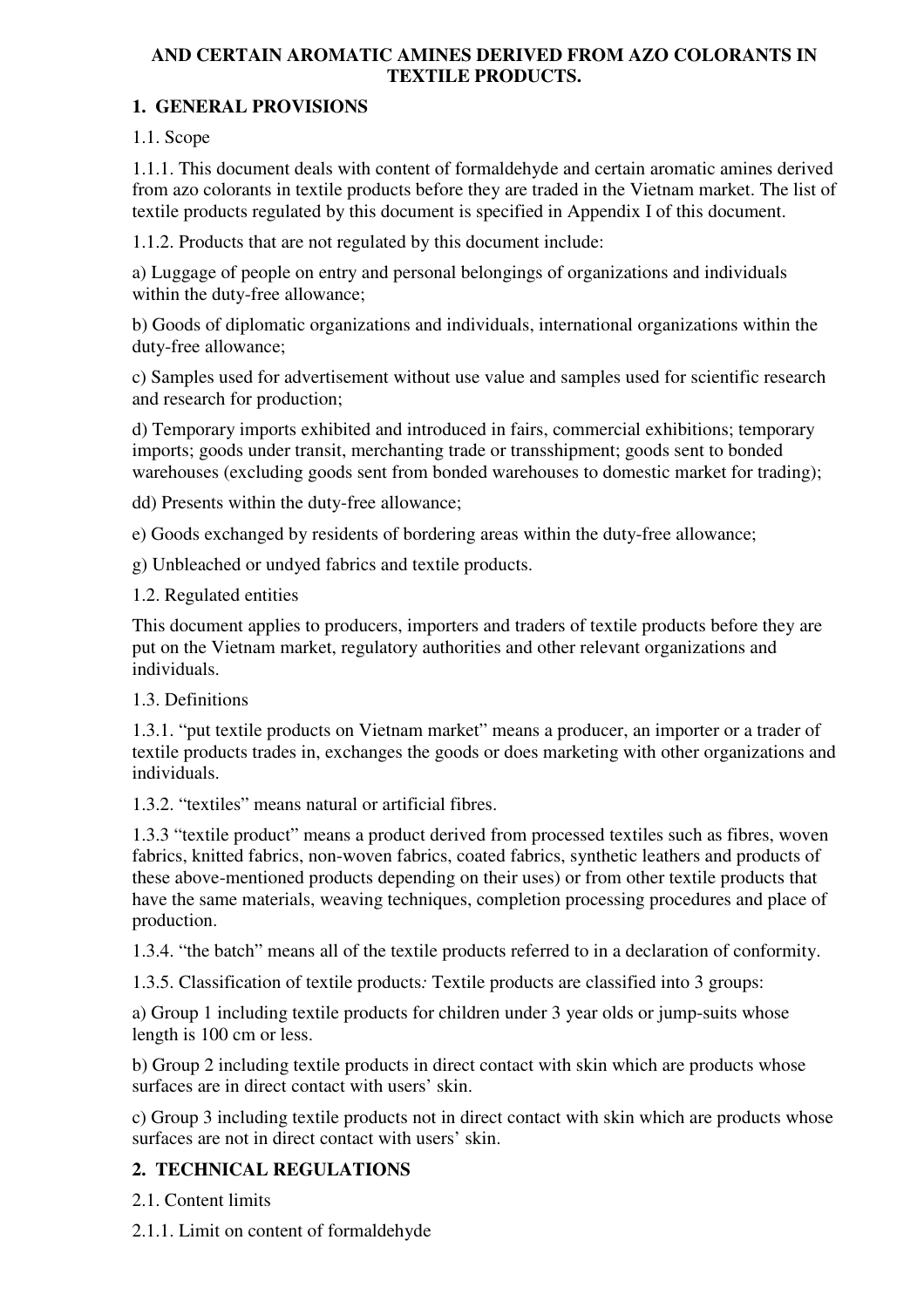**AND CERTAIN AROMATIC AMINES DERIVED FROM AZO COLORANTS IN TEXTILE PRODUCTS.**

## 1. GENERAL PROVISIONS

1.1. Scope

1.1.1. This document deals with content of formaldehyde and certain aromatic amines derived from azo colorants in textile products before they are traded in the Vietnam market. The list of textile products regulated by this document is specified in Appendix I of this document.

1.1.2. Products that are not regulated by this document include:

a) Luggage of people on entry and personal belongings of organizations and individuals within the duty-free allowance;

b) Goods of diplomatic organizations and individuals, international organizations within the duty-free allowance;

c) Samples used for advertisement without use value and samples used for scientific research and research for production;

d) Temporary imports exhibited and introduced in fairs, commercial exhibitions; temporary imports; goods under transit, merchanting trade or transshipment; goods sent to bonded warehouses (excluding goods sent from bonded warehouses to domestic market for trading);

dd) Presents within the duty-free allowance;

e) Goods exchanged by residents of bordering areas within the duty-free allowance;

g) Unbleached or undyed fabrics and textile products.

1.2. Regulated entities

This document applies to producers, importers and traders of textile products before they are put on the Vietnam market, regulatory authorities and other relevant organizations and individuals.

1.3. Definitions

1.3.1. “put textile products on Vietnam market” means a producer, an importer or a trader of textile products trades in, exchanges the goods or does marketing with other organizations and individuals.

1.3.2. “textiles” means natural or artificial fibres.

1.3.3 “textile product” means a product derived from processed textiles such as fibres, woven fabrics, knitted fabrics, non-woven fabrics, coated fabrics, synthetic leathers and products of these above-mentioned products depending on their uses) or from other textile products that have the same materials, weaving techniques, completion processing procedures and place of production.

1.3.4. “the batch” means all of the textile products referred to in a declaration of conformity.

1.3.5. Classification of textile products*:* Textile products are classified into 3 groups:

a) Group 1 including textile products for children under 3 year olds or jump-suits whose length is 100 cm or less.

b) Group 2 including textile products in direct contact with skin which are products whose surfaces are in direct contact with users’ skin.

c) Group 3 including textile products not in direct contact with skin which are products whose surfaces are not in direct contact with users’ skin.

## 2. TECHNICAL REGULATIONS

2.1. Content limits

2.1.1. Limit on content of formaldehyde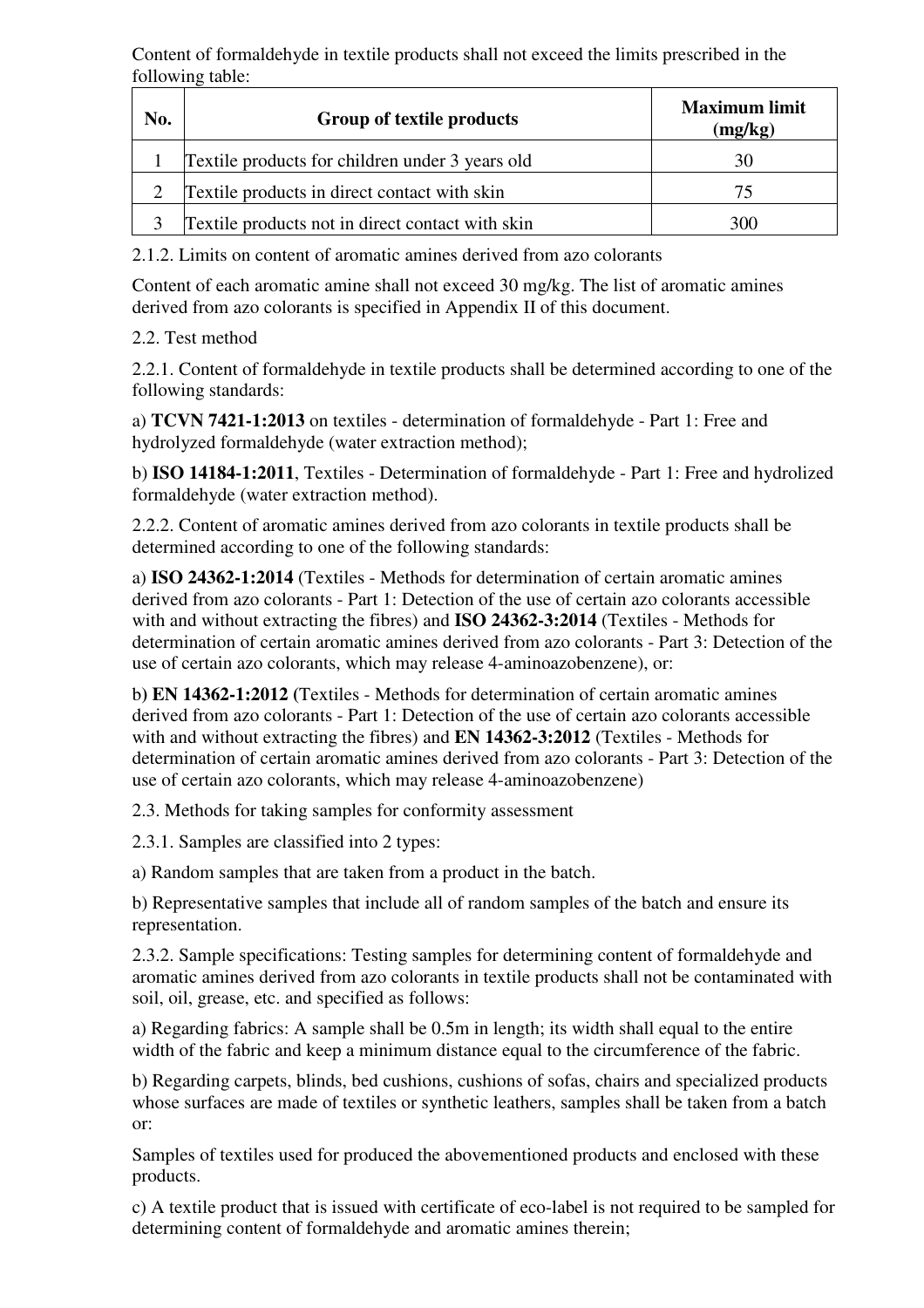Content of formaldehyde in textile products shall not exceed the limits prescribed in the following table:

| No. | Group of textile products | Maximum limit (mg/kg) |
|---|---|---|
| 1 | Textile products for children under 3 years old | 30 |
| 2 | Textile products in direct contact with skin | 75 |
| 3 | Textile products not in direct contact with skin | 300 |

2.1.2. Limits on content of aromatic amines derived from azo colorants

Content of each aromatic amine shall not exceed 30 mg/kg. The list of aromatic amines derived from azo colorants is specified in Appendix II of this document.

2.2. Test method

2.2.1. Content of formaldehyde in textile products shall be determined according to one of the following standards:

a) **TCVN 7421-1:2013** on textiles - determination of formaldehyde - Part 1: Free and hydrolyzed formaldehyde (water extraction method);

b) **ISO 14184-1:2011**, Textiles - Determination of formaldehyde - Part 1: Free and hydrolized formaldehyde (water extraction method).

2.2.2. Content of aromatic amines derived from azo colorants in textile products shall be determined according to one of the following standards:

a) **ISO 24362-1:2014** (Textiles - Methods for determination of certain aromatic amines derived from azo colorants - Part 1: Detection of the use of certain azo colorants accessible with and without extracting the fibres) and **ISO 24362-3:2014** (Textiles - Methods for determination of certain aromatic amines derived from azo colorants - Part 3: Detection of the use of certain azo colorants, which may release 4-aminoazobenzene), or:

b**) EN 14362-1:2012 (**Textiles - Methods for determination of certain aromatic amines derived from azo colorants - Part 1: Detection of the use of certain azo colorants accessible with and without extracting the fibres) and **EN 14362-3:2012** (Textiles - Methods for determination of certain aromatic amines derived from azo colorants - Part 3: Detection of the use of certain azo colorants, which may release 4-aminoazobenzene)

2.3. Methods for taking samples for conformity assessment

2.3.1. Samples are classified into 2 types:

a) Random samples that are taken from a product in the batch.

b) Representative samples that include all of random samples of the batch and ensure its representation.

2.3.2. Sample specifications: Testing samples for determining content of formaldehyde and aromatic amines derived from azo colorants in textile products shall not be contaminated with soil, oil, grease, etc. and specified as follows:

a) Regarding fabrics: A sample shall be 0.5m in length; its width shall equal to the entire width of the fabric and keep a minimum distance equal to the circumference of the fabric.

b) Regarding carpets, blinds, bed cushions, cushions of sofas, chairs and specialized products whose surfaces are made of textiles or synthetic leathers, samples shall be taken from a batch or:

Samples of textiles used for produced the abovementioned products and enclosed with these products.

c) A textile product that is issued with certificate of eco-label is not required to be sampled for determining content of formaldehyde and aromatic amines therein;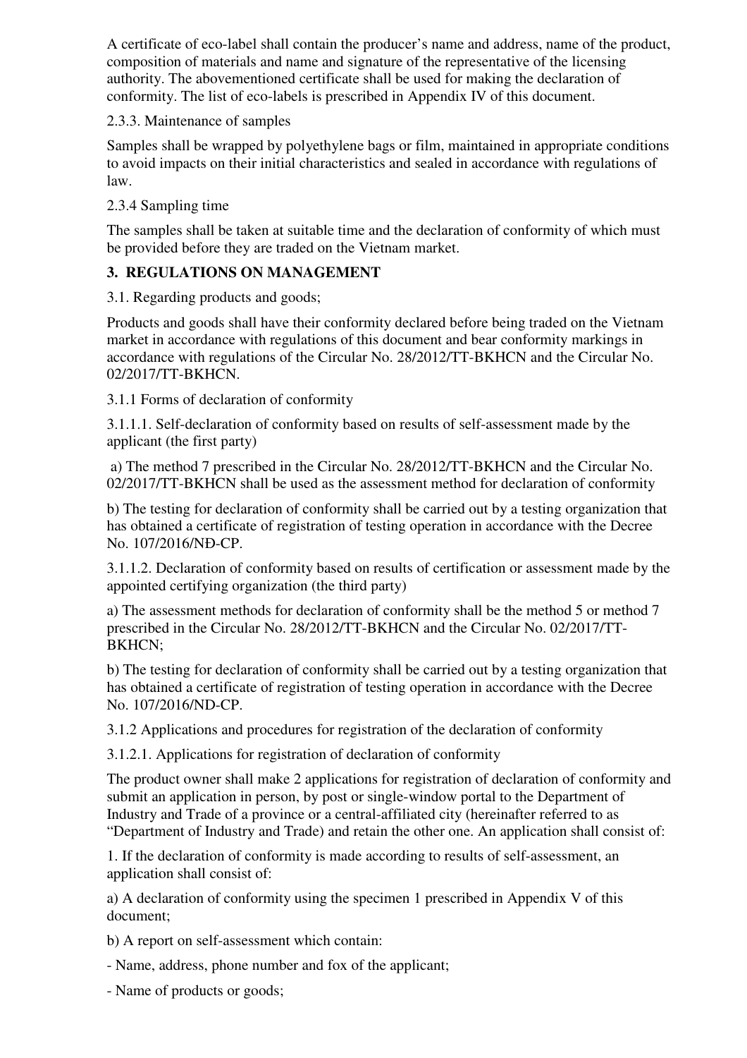A certificate of eco-label shall contain the producer's name and address, name of the product, composition of materials and name and signature of the representative of the licensing authority. The abovementioned certificate shall be used for making the declaration of conformity. The list of eco-labels is prescribed in Appendix IV of this document.

2.3.3. Maintenance of samples

Samples shall be wrapped by polyethylene bags or film, maintained in appropriate conditions to avoid impacts on their initial characteristics and sealed in accordance with regulations of law.

2.3.4 Sampling time

The samples shall be taken at suitable time and the declaration of conformity of which must be provided before they are traded on the Vietnam market.

## 3. REGULATIONS ON MANAGEMENT

3.1. Regarding products and goods;

Products and goods shall have their conformity declared before being traded on the Vietnam market in accordance with regulations of this document and bear conformity markings in accordance with regulations of the Circular No. 28/2012/TT-BKHCN and the Circular No. 02/2017/TT-BKHCN.

3.1.1 Forms of declaration of conformity

3.1.1.1. Self-declaration of conformity based on results of self-assessment made by the applicant (the first party)

a) The method 7 prescribed in the Circular No. 28/2012/TT-BKHCN and the Circular No. 02/2017/TT-BKHCN shall be used as the assessment method for declaration of conformity

b) The testing for declaration of conformity shall be carried out by a testing organization that has obtained a certificate of registration of testing operation in accordance with the Decree No. 107/2016/NĐ-CP.

3.1.1.2. Declaration of conformity based on results of certification or assessment made by the appointed certifying organization (the third party)

a) The assessment methods for declaration of conformity shall be the method 5 or method 7 prescribed in the Circular No. 28/2012/TT-BKHCN and the Circular No. 02/2017/TT-BKHCN;

b) The testing for declaration of conformity shall be carried out by a testing organization that has obtained a certificate of registration of testing operation in accordance with the Decree No. 107/2016/ND-CP.

3.1.2 Applications and procedures for registration of the declaration of conformity

3.1.2.1. Applications for registration of declaration of conformity

The product owner shall make 2 applications for registration of declaration of conformity and submit an application in person, by post or single-window portal to the Department of Industry and Trade of a province or a central-affiliated city (hereinafter referred to as "Department of Industry and Trade) and retain the other one. An application shall consist of:

1. If the declaration of conformity is made according to results of self-assessment, an application shall consist of:

a) A declaration of conformity using the specimen 1 prescribed in Appendix V of this document;

b) A report on self-assessment which contain:

- Name, address, phone number and fox of the applicant;

- Name of products or goods;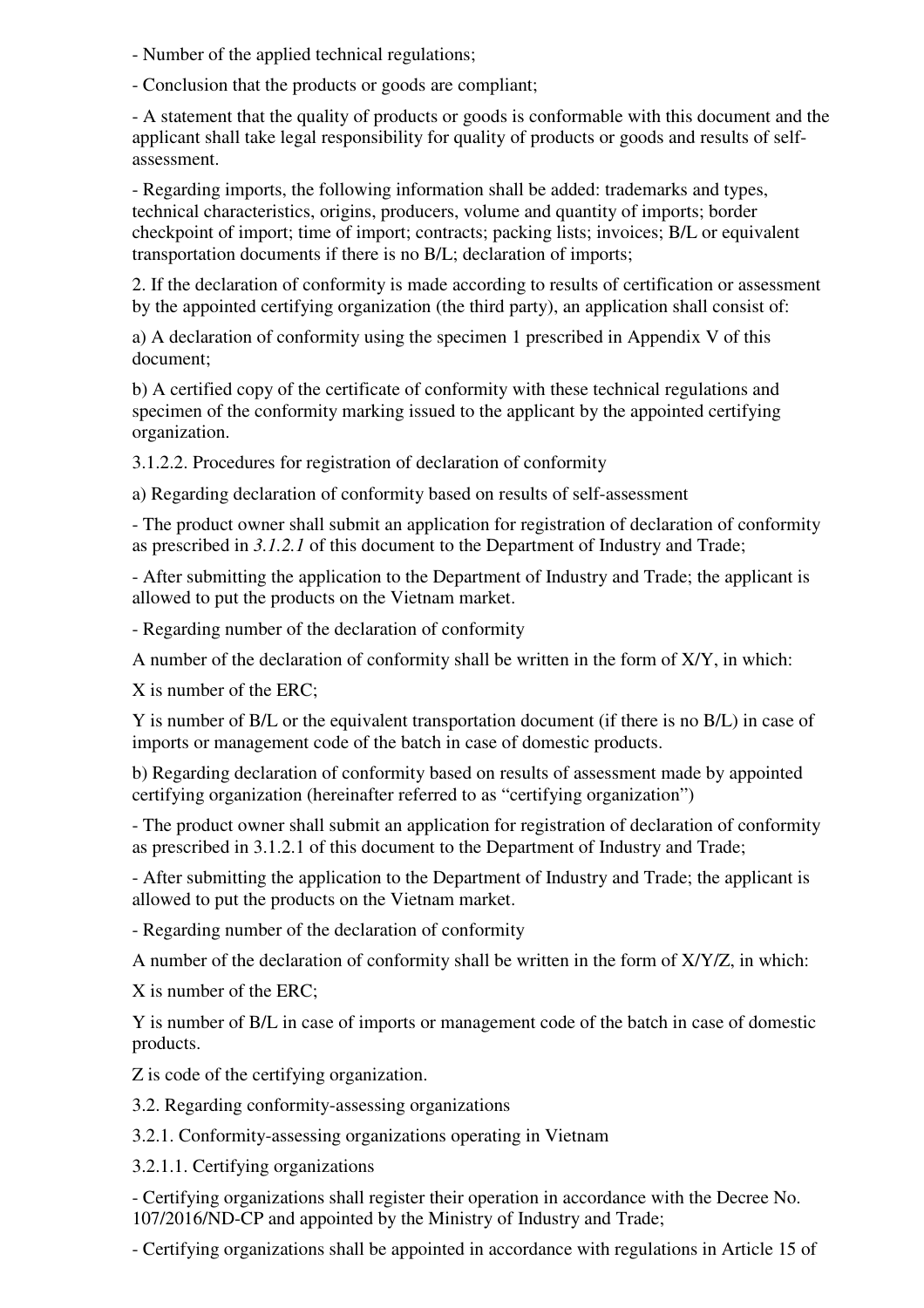- Number of the applied technical regulations;

- Conclusion that the products or goods are compliant;

- A statement that the quality of products or goods is conformable with this document and the applicant shall take legal responsibility for quality of products or goods and results of self-assessment.

- Regarding imports, the following information shall be added: trademarks and types, technical characteristics, origins, producers, volume and quantity of imports; border checkpoint of import; time of import; contracts; packing lists; invoices; B/L or equivalent transportation documents if there is no B/L; declaration of imports;

2. If the declaration of conformity is made according to results of certification or assessment by the appointed certifying organization (the third party), an application shall consist of:

a) A declaration of conformity using the specimen 1 prescribed in Appendix V of this document;

b) A certified copy of the certificate of conformity with these technical regulations and specimen of the conformity marking issued to the applicant by the appointed certifying organization.

3.1.2.2. Procedures for registration of declaration of conformity

a) Regarding declaration of conformity based on results of self-assessment

- The product owner shall submit an application for registration of declaration of conformity as prescribed in *3.1.2.1* of this document to the Department of Industry and Trade;

- After submitting the application to the Department of Industry and Trade; the applicant is allowed to put the products on the Vietnam market.

- Regarding number of the declaration of conformity

A number of the declaration of conformity shall be written in the form of X/Y, in which:

X is number of the ERC;

Y is number of B/L or the equivalent transportation document (if there is no B/L) in case of imports or management code of the batch in case of domestic products.

b) Regarding declaration of conformity based on results of assessment made by appointed certifying organization (hereinafter referred to as "certifying organization")

- The product owner shall submit an application for registration of declaration of conformity as prescribed in 3.1.2.1 of this document to the Department of Industry and Trade;

- After submitting the application to the Department of Industry and Trade; the applicant is allowed to put the products on the Vietnam market.

- Regarding number of the declaration of conformity

A number of the declaration of conformity shall be written in the form of X/Y/Z, in which:

X is number of the ERC;

Y is number of B/L in case of imports or management code of the batch in case of domestic products.

Z is code of the certifying organization.

3.2. Regarding conformity-assessing organizations

3.2.1. Conformity-assessing organizations operating in Vietnam

3.2.1.1. Certifying organizations

- Certifying organizations shall register their operation in accordance with the Decree No. 107/2016/ND-CP and appointed by the Ministry of Industry and Trade;

- Certifying organizations shall be appointed in accordance with regulations in Article 15 of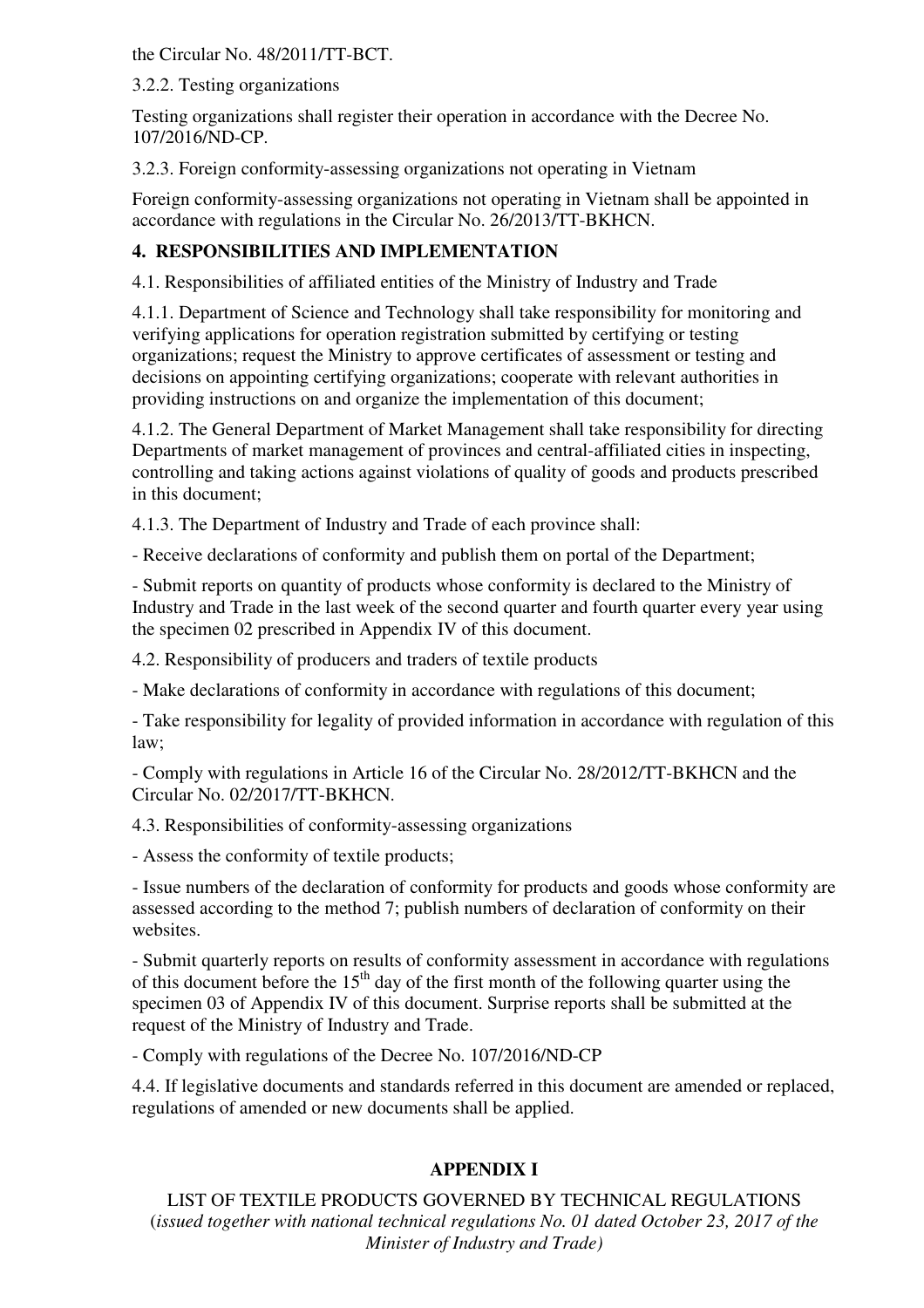the Circular No. 48/2011/TT-BCT.

3.2.2. Testing organizations

Testing organizations shall register their operation in accordance with the Decree No. 107/2016/ND-CP.

3.2.3. Foreign conformity-assessing organizations not operating in Vietnam

Foreign conformity-assessing organizations not operating in Vietnam shall be appointed in accordance with regulations in the Circular No. 26/2013/TT-BKHCN.

## 4. RESPONSIBILITIES AND IMPLEMENTATION

4.1. Responsibilities of affiliated entities of the Ministry of Industry and Trade

4.1.1. Department of Science and Technology shall take responsibility for monitoring and verifying applications for operation registration submitted by certifying or testing organizations; request the Ministry to approve certificates of assessment or testing and decisions on appointing certifying organizations; cooperate with relevant authorities in providing instructions on and organize the implementation of this document;

4.1.2. The General Department of Market Management shall take responsibility for directing Departments of market management of provinces and central-affiliated cities in inspecting, controlling and taking actions against violations of quality of goods and products prescribed in this document;

4.1.3. The Department of Industry and Trade of each province shall:

- Receive declarations of conformity and publish them on portal of the Department;

- Submit reports on quantity of products whose conformity is declared to the Ministry of Industry and Trade in the last week of the second quarter and fourth quarter every year using the specimen 02 prescribed in Appendix IV of this document.

4.2. Responsibility of producers and traders of textile products

- Make declarations of conformity in accordance with regulations of this document;

- Take responsibility for legality of provided information in accordance with regulation of this law;

- Comply with regulations in Article 16 of the Circular No. 28/2012/TT-BKHCN and the Circular No. 02/2017/TT-BKHCN.

4.3. Responsibilities of conformity-assessing organizations

- Assess the conformity of textile products;

- Issue numbers of the declaration of conformity for products and goods whose conformity are assessed according to the method 7; publish numbers of declaration of conformity on their websites.

- Submit quarterly reports on results of conformity assessment in accordance with regulations of this document before the 15th day of the first month of the following quarter using the specimen 03 of Appendix IV of this document. Surprise reports shall be submitted at the request of the Ministry of Industry and Trade.

- Comply with regulations of the Decree No. 107/2016/ND-CP

4.4. If legislative documents and standards referred in this document are amended or replaced, regulations of amended or new documents shall be applied.

## APPENDIX I

LIST OF TEXTILE PRODUCTS GOVERNED BY TECHNICAL REGULATIONS
(*issued together with national technical regulations No. 01 dated October 23, 2017 of the Minister of Industry and Trade)*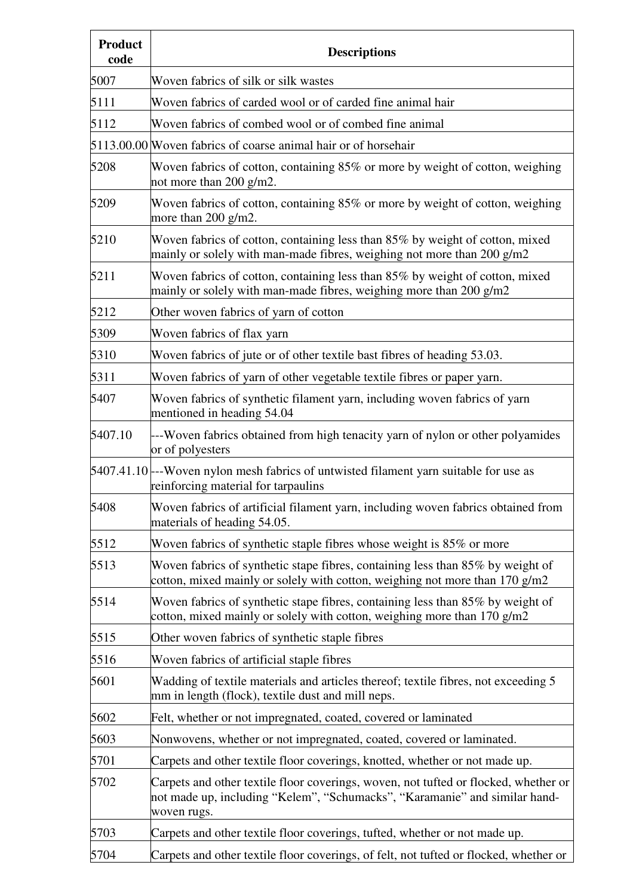| Product code | Descriptions |
| --- | --- |
| 5007 | Woven fabrics of silk or silk wastes |
| 5111 | Woven fabrics of carded wool or of carded fine animal hair |
| 5112 | Woven fabrics of combed wool or of combed fine animal |
| 5113.00.00 | Woven fabrics of coarse animal hair or of horsehair |
| 5208 | Woven fabrics of cotton, containing 85% or more by weight of cotton, weighing not more than 200 g/m2. |
| 5209 | Woven fabrics of cotton, containing 85% or more by weight of cotton, weighing more than 200 g/m2. |
| 5210 | Woven fabrics of cotton, containing less than 85% by weight of cotton, mixed mainly or solely with man-made fibres, weighing not more than 200 g/m2 |
| 5211 | Woven fabrics of cotton, containing less than 85% by weight of cotton, mixed mainly or solely with man-made fibres, weighing more than 200 g/m2 |
| 5212 | Other woven fabrics of yarn of cotton |
| 5309 | Woven fabrics of flax yarn |
| 5310 | Woven fabrics of jute or of other textile bast fibres of heading 53.03. |
| 5311 | Woven fabrics of yarn of other vegetable textile fibres or paper yarn. |
| 5407 | Woven fabrics of synthetic filament yarn, including woven fabrics of yarn mentioned in heading 54.04 |
| 5407.10 | ---Woven fabrics obtained from high tenacity yarn of nylon or other polyamides or of polyesters |
| 5407.41.10 | ---Woven nylon mesh fabrics of untwisted filament yarn suitable for use as reinforcing material for tarpaulins |
| 5408 | Woven fabrics of artificial filament yarn, including woven fabrics obtained from materials of heading 54.05. |
| 5512 | Woven fabrics of synthetic staple fibres whose weight is 85% or more |
| 5513 | Woven fabrics of synthetic stape fibres, containing less than 85% by weight of cotton, mixed mainly or solely with cotton, weighing not more than 170 g/m2 |
| 5514 | Woven fabrics of synthetic stape fibres, containing less than 85% by weight of cotton, mixed mainly or solely with cotton, weighing more than 170 g/m2 |
| 5515 | Other woven fabrics of synthetic staple fibres |
| 5516 | Woven fabrics of artificial staple fibres |
| 5601 | Wadding of textile materials and articles thereof; textile fibres, not exceeding 5 mm in length (flock), textile dust and mill neps. |
| 5602 | Felt, whether or not impregnated, coated, covered or laminated |
| 5603 | Nonwovens, whether or not impregnated, coated, covered or laminated. |
| 5701 | Carpets and other textile floor coverings, knotted, whether or not made up. |
| 5702 | Carpets and other textile floor coverings, woven, not tufted or flocked, whether or not made up, including "Kelem", "Schumacks", "Karamanie" and similar hand-woven rugs. |
| 5703 | Carpets and other textile floor coverings, tufted, whether or not made up. |
| 5704 | Carpets and other textile floor coverings, of felt, not tufted or flocked, whether or |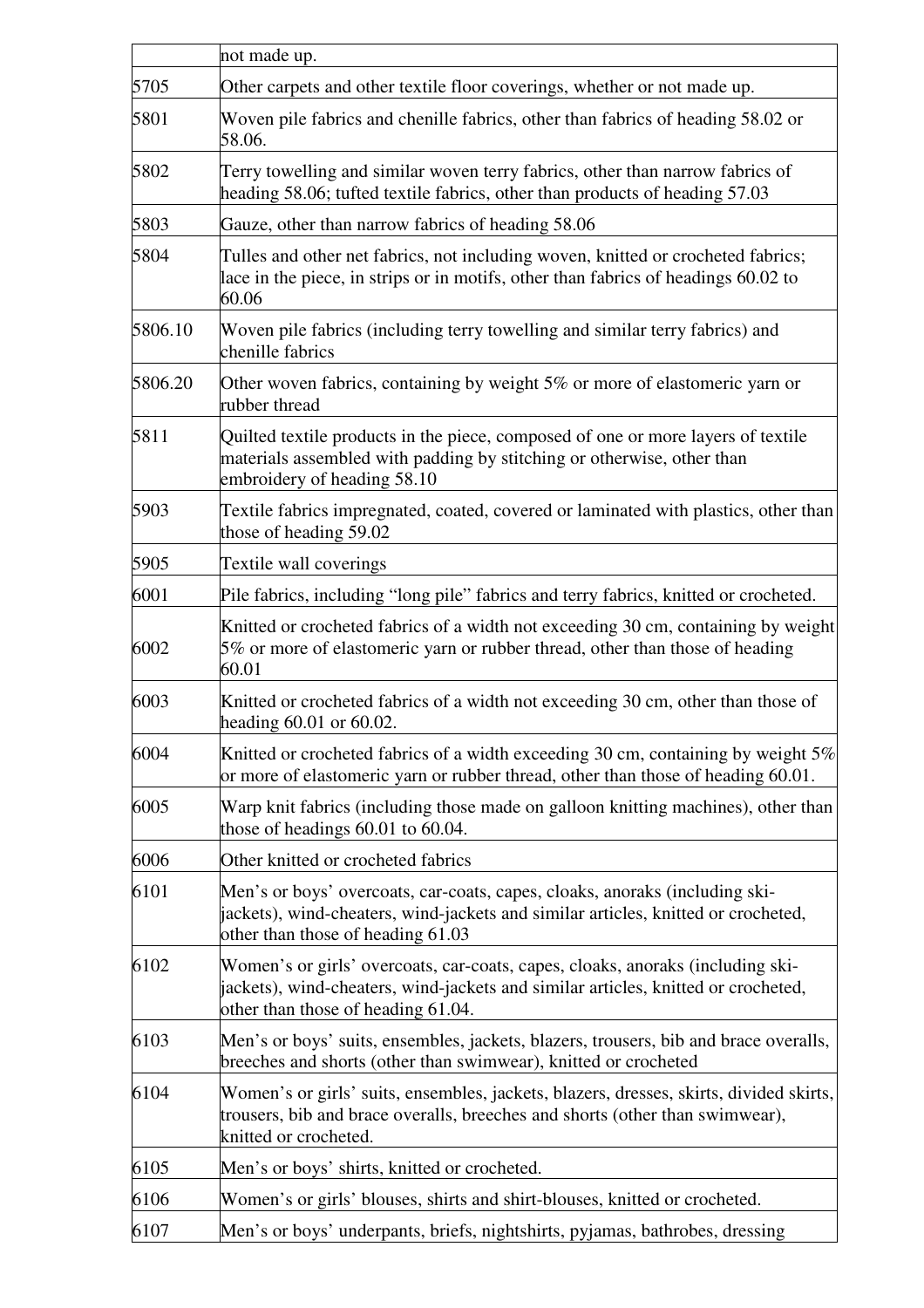|  | not made up. |
| --- | --- |
| 5705 | Other carpets and other textile floor coverings, whether or not made up. |
| 5801 | Woven pile fabrics and chenille fabrics, other than fabrics of heading 58.02 or 58.06. |
| 5802 | Terry towelling and similar woven terry fabrics, other than narrow fabrics of heading 58.06; tufted textile fabrics, other than products of heading 57.03 |
| 5803 | Gauze, other than narrow fabrics of heading 58.06 |
| 5804 | Tulles and other net fabrics, not including woven, knitted or crocheted fabrics; lace in the piece, in strips or in motifs, other than fabrics of headings 60.02 to 60.06 |
| 5806.10 | Woven pile fabrics (including terry towelling and similar terry fabrics) and chenille fabrics |
| 5806.20 | Other woven fabrics, containing by weight 5% or more of elastomeric yarn or rubber thread |
| 5811 | Quilted textile products in the piece, composed of one or more layers of textile materials assembled with padding by stitching or otherwise, other than embroidery of heading 58.10 |
| 5903 | Textile fabrics impregnated, coated, covered or laminated with plastics, other than those of heading 59.02 |
| 5905 | Textile wall coverings |
| 6001 | Pile fabrics, including "long pile" fabrics and terry fabrics, knitted or crocheted. |
| 6002 | Knitted or crocheted fabrics of a width not exceeding 30 cm, containing by weight 5% or more of elastomeric yarn or rubber thread, other than those of heading 60.01 |
| 6003 | Knitted or crocheted fabrics of a width not exceeding 30 cm, other than those of heading 60.01 or 60.02. |
| 6004 | Knitted or crocheted fabrics of a width exceeding 30 cm, containing by weight 5% or more of elastomeric yarn or rubber thread, other than those of heading 60.01. |
| 6005 | Warp knit fabrics (including those made on galloon knitting machines), other than those of headings 60.01 to 60.04. |
| 6006 | Other knitted or crocheted fabrics |
| 6101 | Men's or boys' overcoats, car-coats, capes, cloaks, anoraks (including ski-jackets), wind-cheaters, wind-jackets and similar articles, knitted or crocheted, other than those of heading 61.03 |
| 6102 | Women's or girls' overcoats, car-coats, capes, cloaks, anoraks (including ski-jackets), wind-cheaters, wind-jackets and similar articles, knitted or crocheted, other than those of heading 61.04. |
| 6103 | Men's or boys' suits, ensembles, jackets, blazers, trousers, bib and brace overalls, breeches and shorts (other than swimwear), knitted or crocheted |
| 6104 | Women's or girls' suits, ensembles, jackets, blazers, dresses, skirts, divided skirts, trousers, bib and brace overalls, breeches and shorts (other than swimwear), knitted or crocheted. |
| 6105 | Men's or boys' shirts, knitted or crocheted. |
| 6106 | Women's or girls' blouses, shirts and shirt-blouses, knitted or crocheted. |
| 6107 | Men's or boys' underpants, briefs, nightshirts, pyjamas, bathrobes, dressing |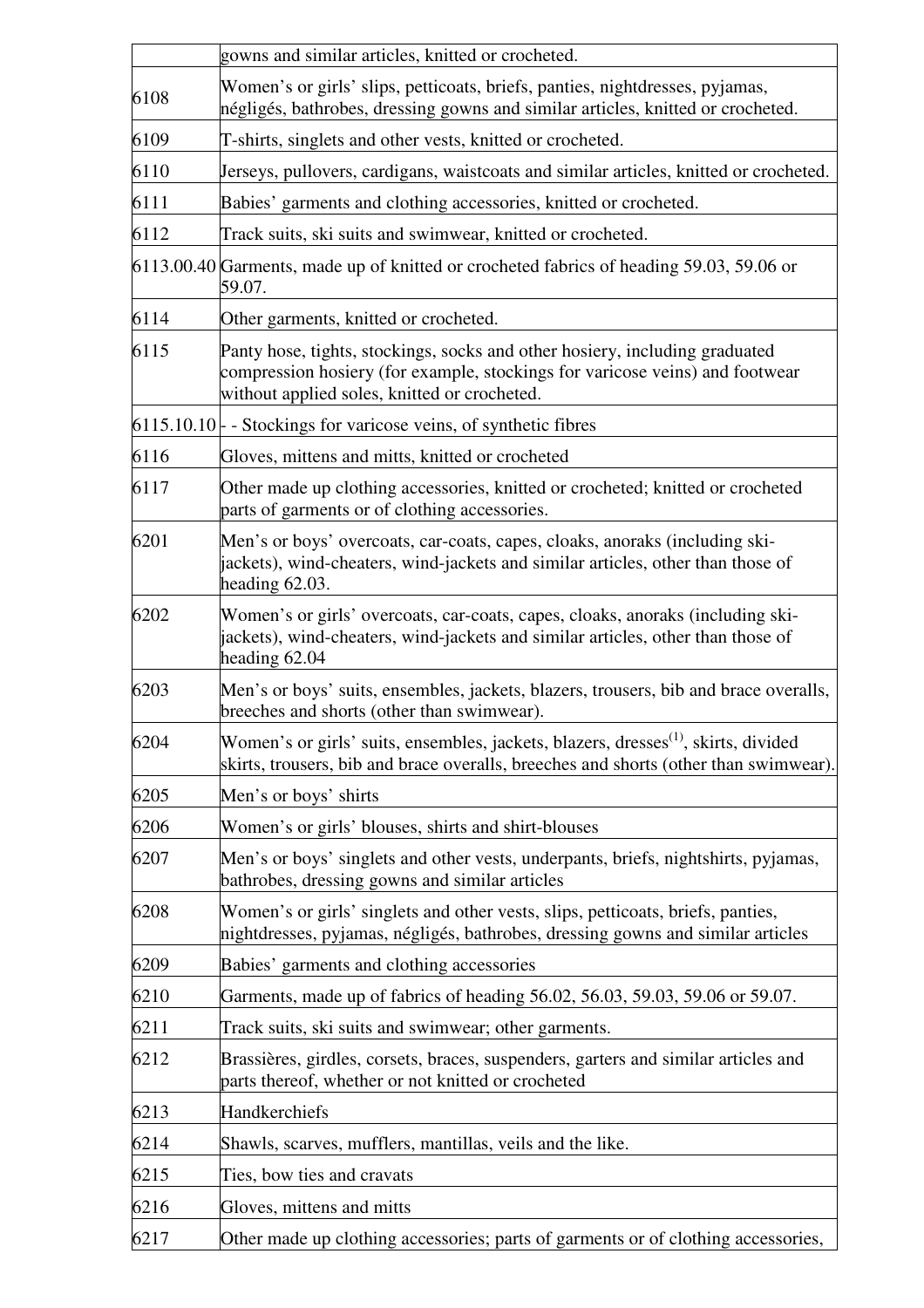| | |
|---|---|
| | gowns and similar articles, knitted or crocheted. |
| 6108 | Women's or girls' slips, petticoats, briefs, panties, nightdresses, pyjamas, négligés, bathrobes, dressing gowns and similar articles, knitted or crocheted. |
| 6109 | T-shirts, singlets and other vests, knitted or crocheted. |
| 6110 | Jerseys, pullovers, cardigans, waistcoats and similar articles, knitted or crocheted. |
| 6111 | Babies' garments and clothing accessories, knitted or crocheted. |
| 6112 | Track suits, ski suits and swimwear, knitted or crocheted. |
| 6113.00.40 | Garments, made up of knitted or crocheted fabrics of heading 59.03, 59.06 or 59.07. |
| 6114 | Other garments, knitted or crocheted. |
| 6115 | Panty hose, tights, stockings, socks and other hosiery, including graduated compression hosiery (for example, stockings for varicose veins) and footwear without applied soles, knitted or crocheted. |
| 6115.10.10 | - - Stockings for varicose veins, of synthetic fibres |
| 6116 | Gloves, mittens and mitts, knitted or crocheted |
| 6117 | Other made up clothing accessories, knitted or crocheted; knitted or crocheted parts of garments or of clothing accessories. |
| 6201 | Men's or boys' overcoats, car-coats, capes, cloaks, anoraks (including ski-jackets), wind-cheaters, wind-jackets and similar articles, other than those of heading 62.03. |
| 6202 | Women's or girls' overcoats, car-coats, capes, cloaks, anoraks (including ski-jackets), wind-cheaters, wind-jackets and similar articles, other than those of heading 62.04 |
| 6203 | Men's or boys' suits, ensembles, jackets, blazers, trousers, bib and brace overalls, breeches and shorts (other than swimwear). |
| 6204 | Women's or girls' suits, ensembles, jackets, blazers, dresses[1], skirts, divided skirts, trousers, bib and brace overalls, breeches and shorts (other than swimwear). |
| 6205 | Men's or boys' shirts |
| 6206 | Women's or girls' blouses, shirts and shirt-blouses |
| 6207 | Men's or boys' singlets and other vests, underpants, briefs, nightshirts, pyjamas, bathrobes, dressing gowns and similar articles |
| 6208 | Women's or girls' singlets and other vests, slips, petticoats, briefs, panties, nightdresses, pyjamas, négligés, bathrobes, dressing gowns and similar articles |
| 6209 | Babies' garments and clothing accessories |
| 6210 | Garments, made up of fabrics of heading 56.02, 56.03, 59.03, 59.06 or 59.07. |
| 6211 | Track suits, ski suits and swimwear; other garments. |
| 6212 | Brassières, girdles, corsets, braces, suspenders, garters and similar articles and parts thereof, whether or not knitted or crocheted |
| 6213 | Handkerchiefs |
| 6214 | Shawls, scarves, mufflers, mantillas, veils and the like. |
| 6215 | Ties, bow ties and cravats |
| 6216 | Gloves, mittens and mitts |
| 6217 | Other made up clothing accessories; parts of garments or of clothing accessories, |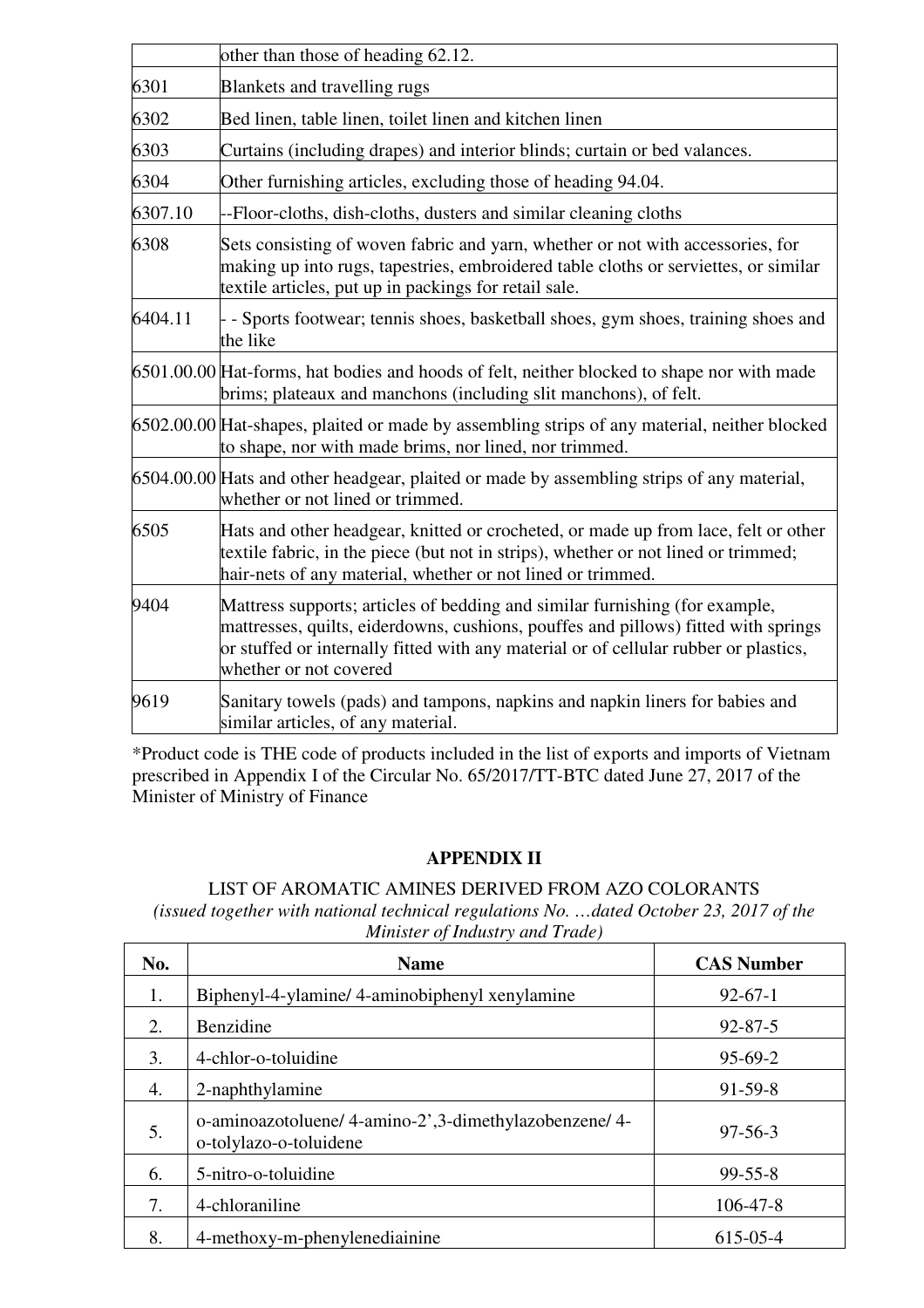|  | other than those of heading 62.12. |
|---|---|
| 6301 | Blankets and travelling rugs |
| 6302 | Bed linen, table linen, toilet linen and kitchen linen |
| 6303 | Curtains (including drapes) and interior blinds; curtain or bed valances. |
| 6304 | Other furnishing articles, excluding those of heading 94.04. |
| 6307.10 | --Floor-cloths, dish-cloths, dusters and similar cleaning cloths |
| 6308 | Sets consisting of woven fabric and yarn, whether or not with accessories, for making up into rugs, tapestries, embroidered table cloths or serviettes, or similar textile articles, put up in packings for retail sale. |
| 6404.11 | - - Sports footwear; tennis shoes, basketball shoes, gym shoes, training shoes and the like |
| 6501.00.00 | Hat-forms, hat bodies and hoods of felt, neither blocked to shape nor with made brims; plateaux and manchons (including slit manchons), of felt. |
| 6502.00.00 | Hat-shapes, plaited or made by assembling strips of any material, neither blocked to shape, nor with made brims, nor lined, nor trimmed. |
| 6504.00.00 | Hats and other headgear, plaited or made by assembling strips of any material, whether or not lined or trimmed. |
| 6505 | Hats and other headgear, knitted or crocheted, or made up from lace, felt or other textile fabric, in the piece (but not in strips), whether or not lined or trimmed; hair-nets of any material, whether or not lined or trimmed. |
| 9404 | Mattress supports; articles of bedding and similar furnishing (for example, mattresses, quilts, eiderdowns, cushions, pouffes and pillows) fitted with springs or stuffed or internally fitted with any material or of cellular rubber or plastics, whether or not covered |
| 9619 | Sanitary towels (pads) and tampons, napkins and napkin liners for babies and similar articles, of any material. |

*Product code is THE code of products included in the list of exports and imports of Vietnam prescribed in Appendix I of the Circular No. 65/2017/TT-BTC dated June 27, 2017 of the Minister of Ministry of Finance

## APPENDIX II

LIST OF AROMATIC AMINES DERIVED FROM AZO COLORANTS

*(issued together with national technical regulations No. …dated October 23, 2017 of the Minister of Industry and Trade)*

| No. | Name | CAS Number |
|---|---|---|
| 1. | Biphenyl-4-ylamine/ 4-aminobiphenyl xenylamine | 92-67-1 |
| 2. | Benzidine | 92-87-5 |
| 3. | 4-chlor-o-toluidine | 95-69-2 |
| 4. | 2-naphthylamine | 91-59-8 |
| 5. | o-aminoazotoluene/ 4-amino-2',3-dimethylazobenzene/ 4-o-tolylazo-o-toluidene | 97-56-3 |
| 6. | 5-nitro-o-toluidine | 99-55-8 |
| 7. | 4-chloraniline | 106-47-8 |
| 8. | 4-methoxy-m-phenylenediainine | 615-05-4 |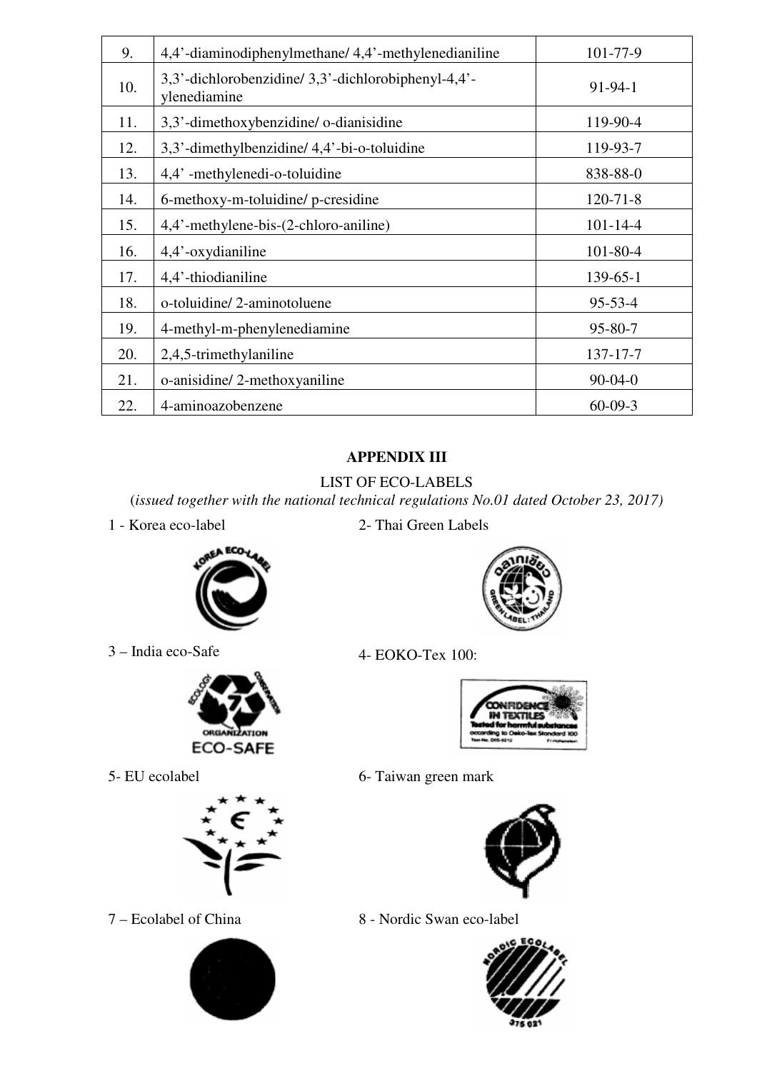| 9. | 4,4'-diaminodiphenylmethane/ 4,4'-methylenedianiline | 101-77-9 |
|---|---|---|
| 10. | 3,3'-dichlorobenzidine/ 3,3'-dichlorobiphenyl-4,4'-ylenediamine | 91-94-1 |
| 11. | 3,3'-dimethoxybenzidine/ o-dianisidine | 119-90-4 |
| 12. | 3,3'-dimethylbenzidine/ 4,4'-bi-o-toluidine | 119-93-7 |
| 13. | 4,4' -methylenedi-o-toluidine | 838-88-0 |
| 14. | 6-methoxy-m-toluidine/ p-cresidine | 120-71-8 |
| 15. | 4,4'-methylene-bis-(2-chloro-aniline) | 101-14-4 |
| 16. | 4,4'-oxydianiline | 101-80-4 |
| 17. | 4,4'-thiodianiline | 139-65-1 |
| 18. | o-toluidine/ 2-aminotoluene | 95-53-4 |
| 19. | 4-methyl-m-phenylenediamine | 95-80-7 |
| 20. | 2,4,5-trimethylaniline | 137-17-7 |
| 21. | o-anisidine/ 2-methoxyaniline | 90-04-0 |
| 22. | 4-aminoazobenzene | 60-09-3 |

## APPENDIX III

LIST OF ECO-LABELS

*(issued together with the national technical regulations No.01 dated October 23, 2017)*

1 - Korea eco-label

2- Thai Green Labels

3 – India eco-Safe

4- EOKO-Tex 100:

5- EU ecolabel

6- Taiwan green mark

7 – Ecolabel of China

8 - Nordic Swan eco-label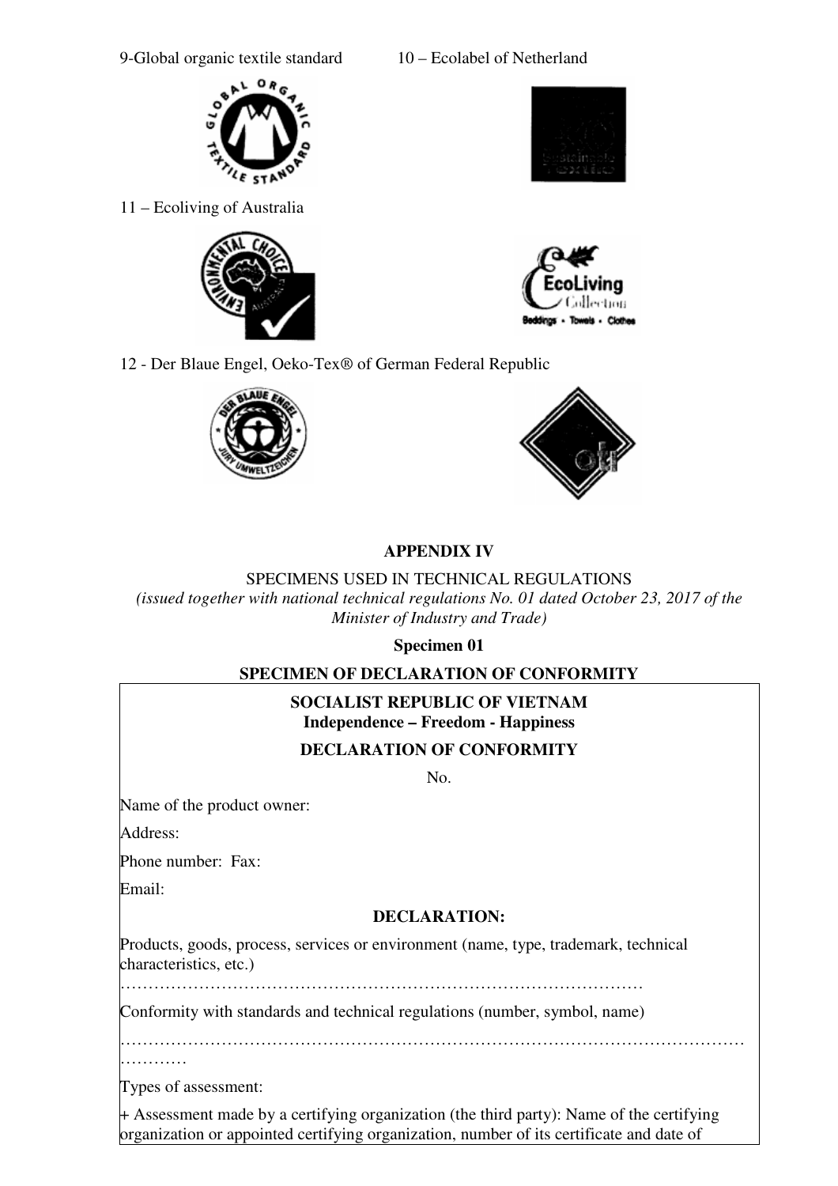9-Global organic textile standard

10 – Ecolabel of Netherland

11 – Ecoliving of Australia

12 - Der Blaue Engel, Oeko-Tex® of German Federal Republic

## APPENDIX IV

SPECIMENS USED IN TECHNICAL REGULATIONS

*(issued together with national technical regulations No. 01 dated October 23, 2017 of the Minister of Industry and Trade)*

**Specimen 01**

**SPECIMEN OF DECLARATION OF CONFORMITY**

**SOCIALIST REPUBLIC OF VIETNAM**
**Independence – Freedom - Happiness**

**DECLARATION OF CONFORMITY**

No.

Name of the product owner:

Address:

Phone number: Fax:

Email:

**DECLARATION:**

Products, goods, process, services or environment (name, type, trademark, technical characteristics, etc.)

……………………………………………………………………………………

Conformity with standards and technical regulations (number, symbol, name)

…………………………………………………………………………………………………
…………

Types of assessment:

+ Assessment made by a certifying organization (the third party): Name of the certifying organization or appointed certifying organization, number of its certificate and date of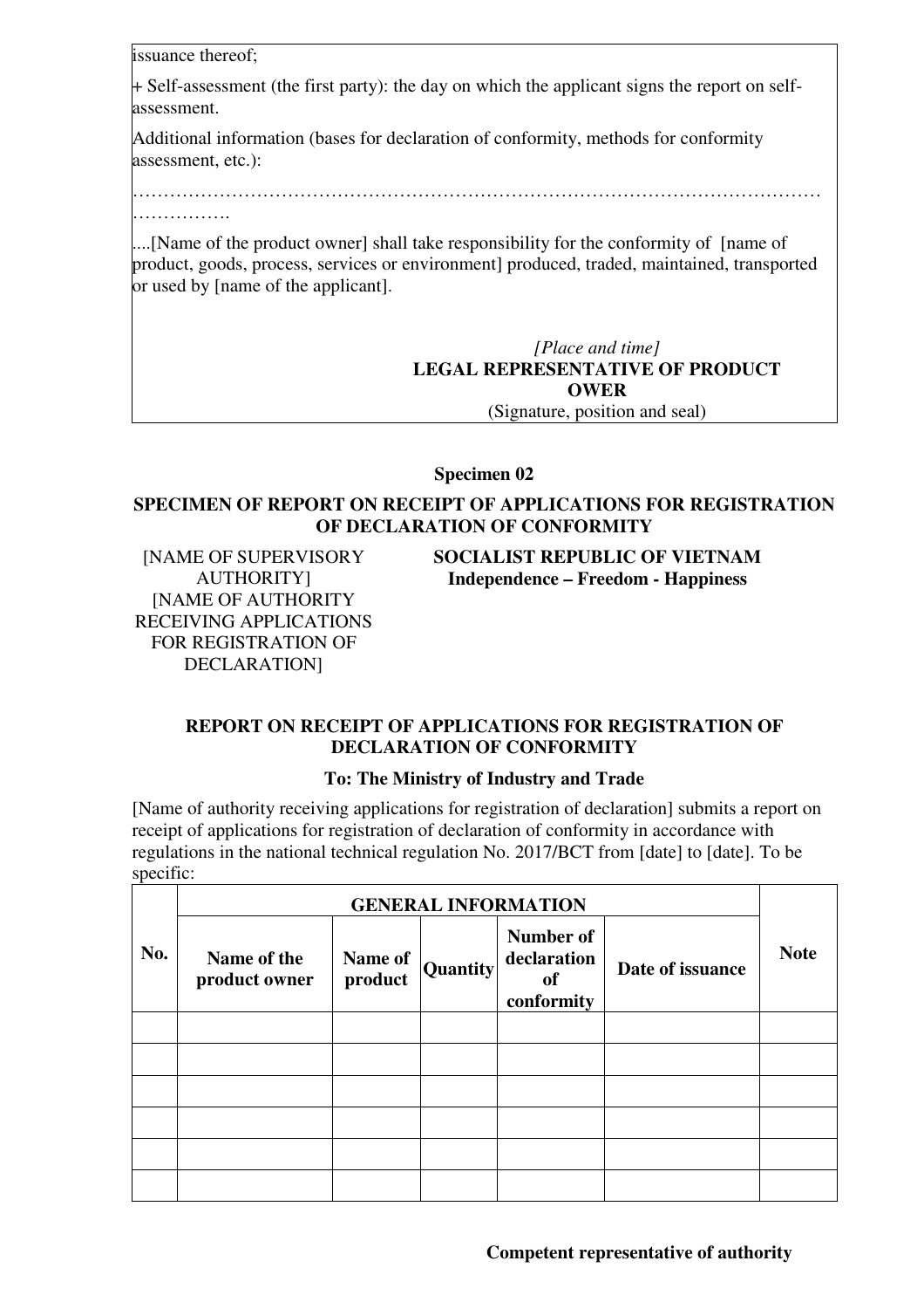issuance thereof;

+ Self-assessment (the first party): the day on which the applicant signs the report on self-assessment.

Additional information (bases for declaration of conformity, methods for conformity assessment, etc.):

…………………………………………………………………………………………………
…………….

....[Name of the product owner] shall take responsibility for the conformity of [name of product, goods, process, services or environment] produced, traded, maintained, transported or used by [name of the applicant].

*[Place and time]*
**LEGAL REPRESENTATIVE OF PRODUCT OWER**
(Signature, position and seal)

**Specimen 02**

**SPECIMEN OF REPORT ON RECEIPT OF APPLICATIONS FOR REGISTRATION OF DECLARATION OF CONFORMITY**

[NAME OF SUPERVISORY AUTHORITY]
[NAME OF AUTHORITY RECEIVING APPLICATIONS FOR REGISTRATION OF DECLARATION]

**SOCIALIST REPUBLIC OF VIETNAM**
**Independence – Freedom - Happiness**

**REPORT ON RECEIPT OF APPLICATIONS FOR REGISTRATION OF DECLARATION OF CONFORMITY**

**To: The Ministry of Industry and Trade**

[Name of authority receiving applications for registration of declaration] submits a report on receipt of applications for registration of declaration of conformity in accordance with regulations in the national technical regulation No. 2017/BCT from [date] to [date]. To be specific:

| No. | GENERAL INFORMATION | | | | | Note |
|---|---|---|---|---|---|---|
| | Name of the product owner | Name of product | Quantity | Number of declaration of conformity | Date of issuance | |
| | | | | | | |
| | | | | | | |
| | | | | | | |
| | | | | | | |
| | | | | | | |
| | | | | | | |

**Competent representative of authority**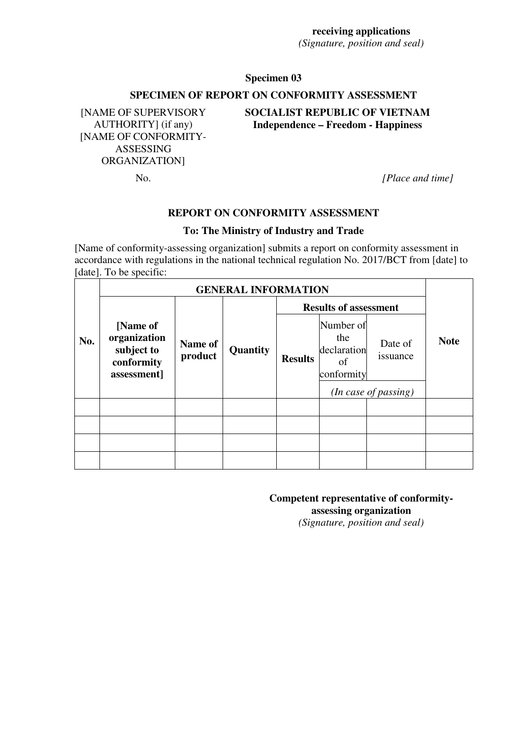**receiving applications**
*(Signature, position and seal)*

**Specimen 03**

**SPECIMEN OF REPORT ON CONFORMITY ASSESSMENT**

[NAME OF SUPERVISORY AUTHORITY] (if any)
[NAME OF CONFORMITY-ASSESSING ORGANIZATION]

**SOCIALIST REPUBLIC OF VIETNAM**
**Independence – Freedom - Happiness**

No.

*[Place and time]*

**REPORT ON CONFORMITY ASSESSMENT**

**To: The Ministry of Industry and Trade**

[Name of conformity-assessing organization] submits a report on conformity assessment in accordance with regulations in the national technical regulation No. 2017/BCT from [date] to [date]. To be specific:

| No. | GENERAL INFORMATION | | | | | | Note |
|---|---|---|---|---|---|---|---|
| | [Name of organization subject to conformity assessment] | Name of product | Quantity | Results of assessment | | | |
| | | | | Results | Number of the declaration of conformity | Date of issuance | |
| | | | | | *(In case of passing)* | | |
| | | | | | | | |
| | | | | | | | |
| | | | | | | | |
| | | | | | | | |

**Competent representative of conformity-assessing organization**
*(Signature, position and seal)*